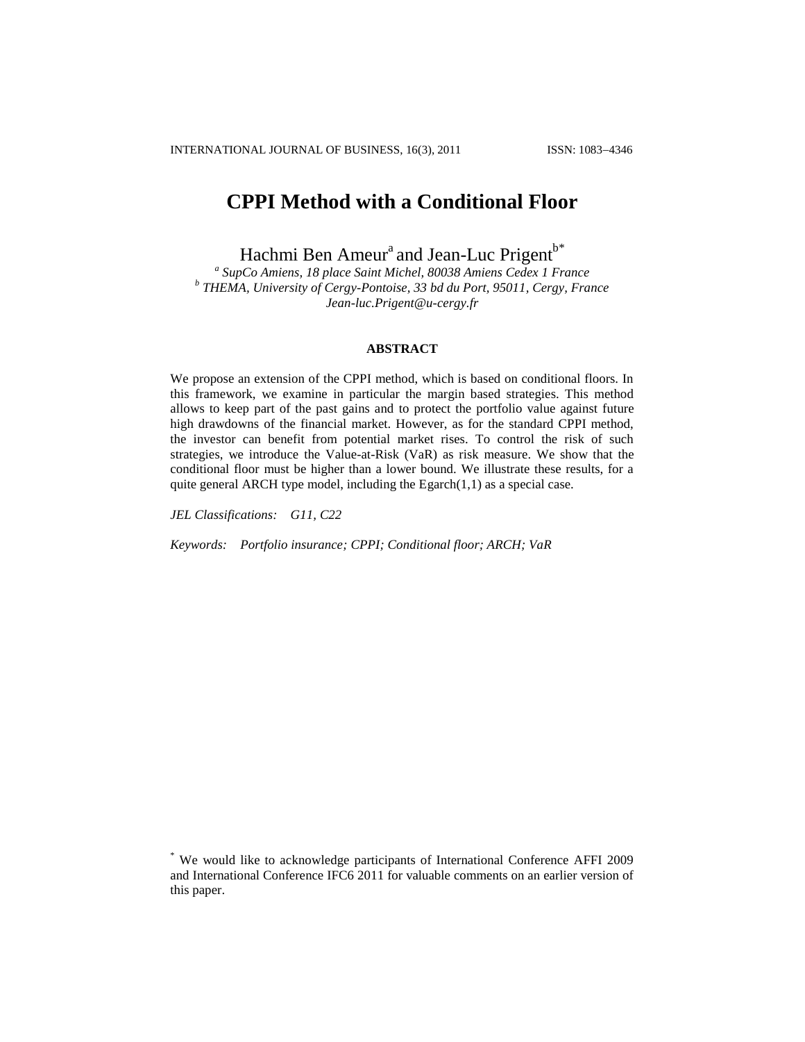# CPPI Method with a Conditional Floor

Hachmi Ben Ameur[a] and Jean-Luc Prigent[b*]

[a] *SupCo Amiens, 18 place Saint Michel, 80038 Amiens Cedex 1 France*
[b] *THEMA, University of Cergy-Pontoise, 33 bd du Port, 95011, Cergy, France*
*Jean-luc.Prigent@u-cergy.fr*

### ABSTRACT

We propose an extension of the CPPI method, which is based on conditional floors. In this framework, we examine in particular the margin based strategies. This method allows to keep part of the past gains and to protect the portfolio value against future high drawdowns of the financial market. However, as for the standard CPPI method, the investor can benefit from potential market rises. To control the risk of such strategies, we introduce the Value-at-Risk (VaR) as risk measure. We show that the conditional floor must be higher than a lower bound. We illustrate these results, for a quite general ARCH type model, including the Egarch(1,1) as a special case.

*JEL Classifications:* *G11, C22*

*Keywords:* *Portfolio insurance; CPPI; Conditional floor; ARCH; VaR*

[*] We would like to acknowledge participants of International Conference AFFI 2009 and International Conference IFC6 2011 for valuable comments on an earlier version of this paper.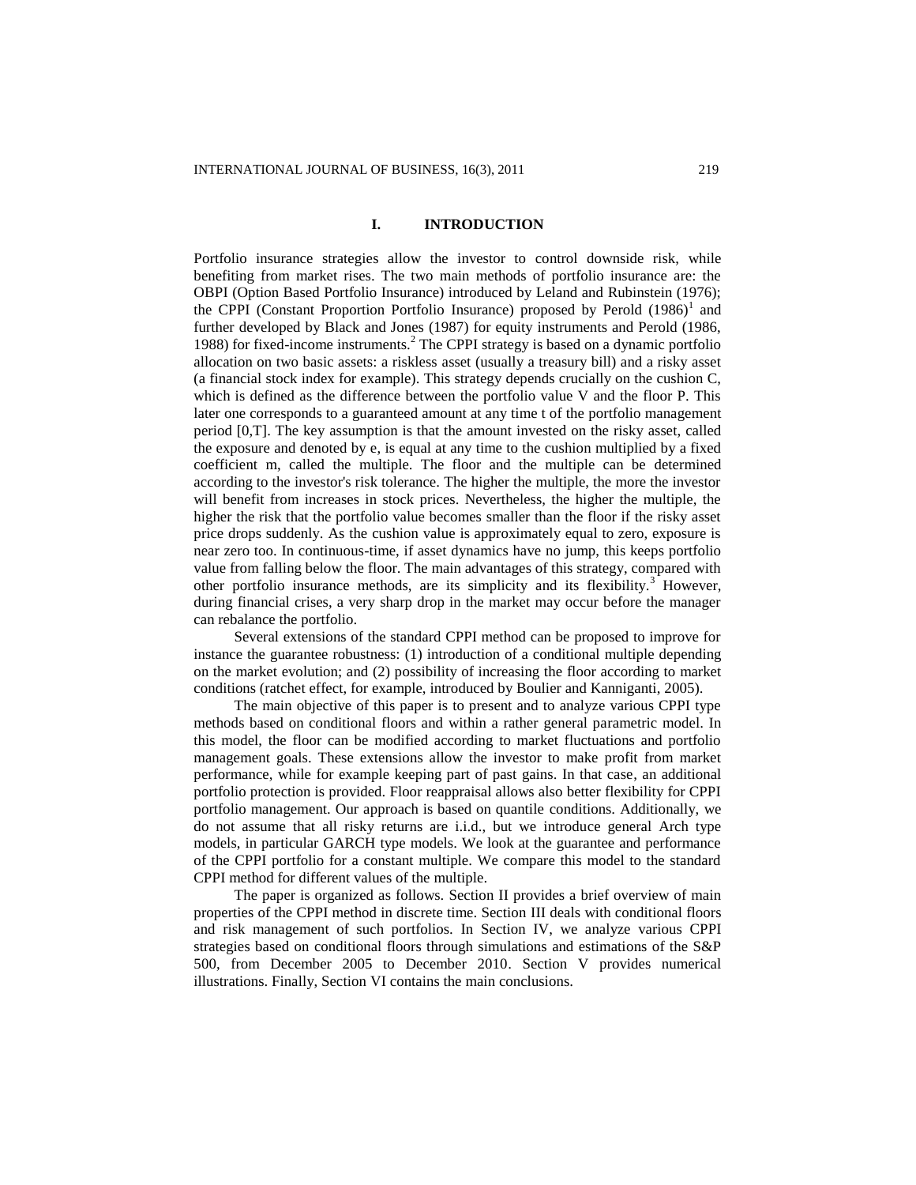## I. INTRODUCTION

Portfolio insurance strategies allow the investor to control downside risk, while benefiting from market rises. The two main methods of portfolio insurance are: the OBPI (Option Based Portfolio Insurance) introduced by Leland and Rubinstein (1976); the CPPI (Constant Proportion Portfolio Insurance) proposed by Perold (1986)[1] and further developed by Black and Jones (1987) for equity instruments and Perold (1986, 1988) for fixed-income instruments.[2] The CPPI strategy is based on a dynamic portfolio allocation on two basic assets: a riskless asset (usually a treasury bill) and a risky asset (a financial stock index for example). This strategy depends crucially on the cushion C, which is defined as the difference between the portfolio value V and the floor P. This later one corresponds to a guaranteed amount at any time t of the portfolio management period [0,T]. The key assumption is that the amount invested on the risky asset, called the exposure and denoted by e, is equal at any time to the cushion multiplied by a fixed coefficient m, called the multiple. The floor and the multiple can be determined according to the investor's risk tolerance. The higher the multiple, the more the investor will benefit from increases in stock prices. Nevertheless, the higher the multiple, the higher the risk that the portfolio value becomes smaller than the floor if the risky asset price drops suddenly. As the cushion value is approximately equal to zero, exposure is near zero too. In continuous-time, if asset dynamics have no jump, this keeps portfolio value from falling below the floor. The main advantages of this strategy, compared with other portfolio insurance methods, are its simplicity and its flexibility.[3] However, during financial crises, a very sharp drop in the market may occur before the manager can rebalance the portfolio.

Several extensions of the standard CPPI method can be proposed to improve for instance the guarantee robustness: (1) introduction of a conditional multiple depending on the market evolution; and (2) possibility of increasing the floor according to market conditions (ratchet effect, for example, introduced by Boulier and Kanniganti, 2005).

The main objective of this paper is to present and to analyze various CPPI type methods based on conditional floors and within a rather general parametric model. In this model, the floor can be modified according to market fluctuations and portfolio management goals. These extensions allow the investor to make profit from market performance, while for example keeping part of past gains. In that case, an additional portfolio protection is provided. Floor reappraisal allows also better flexibility for CPPI portfolio management. Our approach is based on quantile conditions. Additionally, we do not assume that all risky returns are i.i.d., but we introduce general Arch type models, in particular GARCH type models. We look at the guarantee and performance of the CPPI portfolio for a constant multiple. We compare this model to the standard CPPI method for different values of the multiple.

The paper is organized as follows. Section II provides a brief overview of main properties of the CPPI method in discrete time. Section III deals with conditional floors and risk management of such portfolios. In Section IV, we analyze various CPPI strategies based on conditional floors through simulations and estimations of the S&P 500, from December 2005 to December 2010. Section V provides numerical illustrations. Finally, Section VI contains the main conclusions.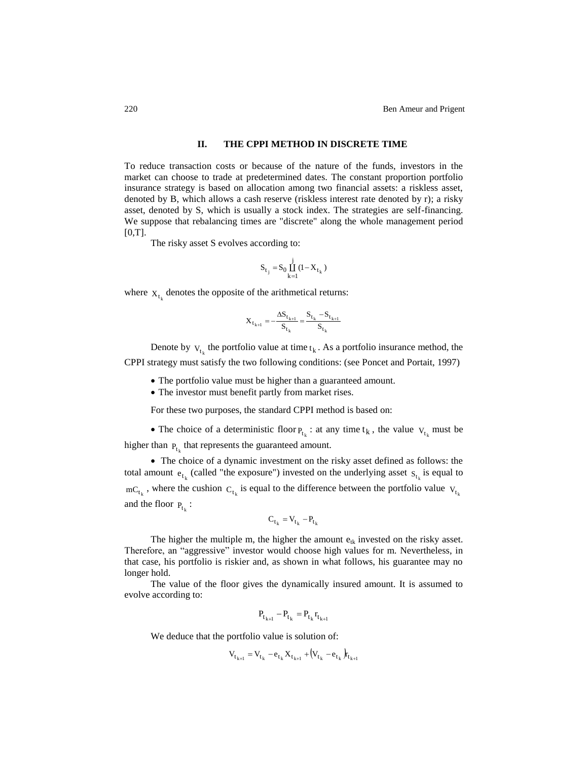## II. THE CPPI METHOD IN DISCRETE TIME

To reduce transaction costs or because of the nature of the funds, investors in the market can choose to trade at predetermined dates. The constant proportion portfolio insurance strategy is based on allocation among two financial assets: a riskless asset, denoted by B, which allows a cash reserve (riskless interest rate denoted by r); a risky asset, denoted by S, which is usually a stock index. The strategies are self-financing. We suppose that rebalancing times are "discrete" along the whole management period [0,T].

The risky asset S evolves according to:

$$S_{t_j} = S_0 \prod_{k=1}^{j} (1 - X_{t_k})$$

where $X_{t_k}$ denotes the opposite of the arithmetical returns:

$$X_{t_{k+1}} = -\frac{\Delta S_{t_{k+1}}}{S_{t_k}} = \frac{S_{t_k} - S_{t_{k+1}}}{S_{t_k}}$$

Denote by $V_{t_k}$ the portfolio value at time $t_k$. As a portfolio insurance method, the CPPI strategy must satisfy the two following conditions: (see Poncet and Portait, 1997)

- The portfolio value must be higher than a guaranteed amount.
- The investor must benefit partly from market rises.

For these two purposes, the standard CPPI method is based on:

- The choice of a deterministic floor $P_{t_k}$ : at any time $t_k$, the value $V_{t_k}$ must be higher than $P_{t_k}$ that represents the guaranteed amount.

- The choice of a dynamic investment on the risky asset defined as follows: the total amount $e_{t_k}$ (called "the exposure") invested on the underlying asset $S_{t_k}$ is equal to $mC_{t_k}$, where the cushion $C_{t_k}$ is equal to the difference between the portfolio value $V_{t_k}$ and the floor $P_{t_k}$ :

$$C_{t_k} = V_{t_k} - P_{t_k}$$

The higher the multiple m, the higher the amount $e_{tk}$ invested on the risky asset. Therefore, an "aggressive" investor would choose high values for m. Nevertheless, in that case, his portfolio is riskier and, as shown in what follows, his guarantee may no longer hold.

The value of the floor gives the dynamically insured amount. It is assumed to evolve according to:

$$P_{t_{k+1}} - P_{t_k} = P_{t_k} r_{t_{k+1}}$$

We deduce that the portfolio value is solution of:

$$V_{t_{k+1}} = V_{t_k} - e_{t_k} X_{t_{k+1}} + \left(V_{t_k} - e_{t_k}\right) r_{t_{k+1}}$$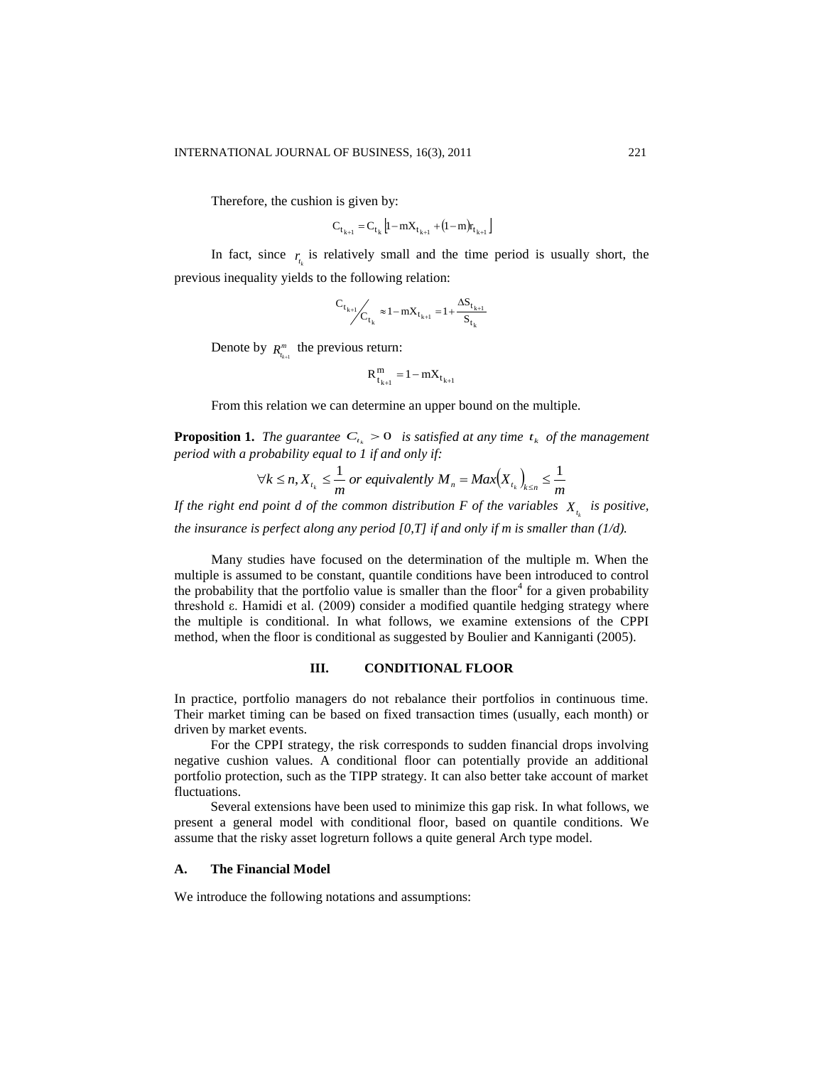Therefore, the cushion is given by:

$$C_{t_{k+1}} = C_{t_k}\left[1 - mX_{t_{k+1}} + (1-m)r_{t_{k+1}}\right]$$

In fact, since $r_{t_k}$ is relatively small and the time period is usually short, the previous inequality yields to the following relation:

$$C_{t_{k+1}} \Big/ C_{t_k} \approx 1 - mX_{t_{k+1}} = 1 + \frac{\Delta S_{t_{k+1}}}{S_{t_k}}$$

Denote by $R^m_{t_{k+1}}$ the previous return:

$$R^m_{t_{k+1}} = 1 - mX_{t_{k+1}}$$

From this relation we can determine an upper bound on the multiple.

**Proposition 1.** *The guarantee $C_{t_k} > 0$ is satisfied at any time $t_k$ of the management period with a probability equal to 1 if and only if:*

$$\forall k \leq n, X_{t_k} \leq \frac{1}{m} \text{ or equivalently } M_n = Max\left(X_{t_k}\right)_{k \leq n} \leq \frac{1}{m}$$

*If the right end point d of the common distribution F of the variables $X_{t_k}$ is positive, the insurance is perfect along any period [0,T] if and only if m is smaller than (1/d).*

Many studies have focused on the determination of the multiple m. When the multiple is assumed to be constant, quantile conditions have been introduced to control the probability that the portfolio value is smaller than the floor[4] for a given probability threshold ε. Hamidi et al. (2009) consider a modified quantile hedging strategy where the multiple is conditional. In what follows, we examine extensions of the CPPI method, when the floor is conditional as suggested by Boulier and Kanniganti (2005).

## III. CONDITIONAL FLOOR

In practice, portfolio managers do not rebalance their portfolios in continuous time. Their market timing can be based on fixed transaction times (usually, each month) or driven by market events.

For the CPPI strategy, the risk corresponds to sudden financial drops involving negative cushion values. A conditional floor can potentially provide an additional portfolio protection, such as the TIPP strategy. It can also better take account of market fluctuations.

Several extensions have been used to minimize this gap risk. In what follows, we present a general model with conditional floor, based on quantile conditions. We assume that the risky asset logreturn follows a quite general Arch type model.

### A. The Financial Model

We introduce the following notations and assumptions: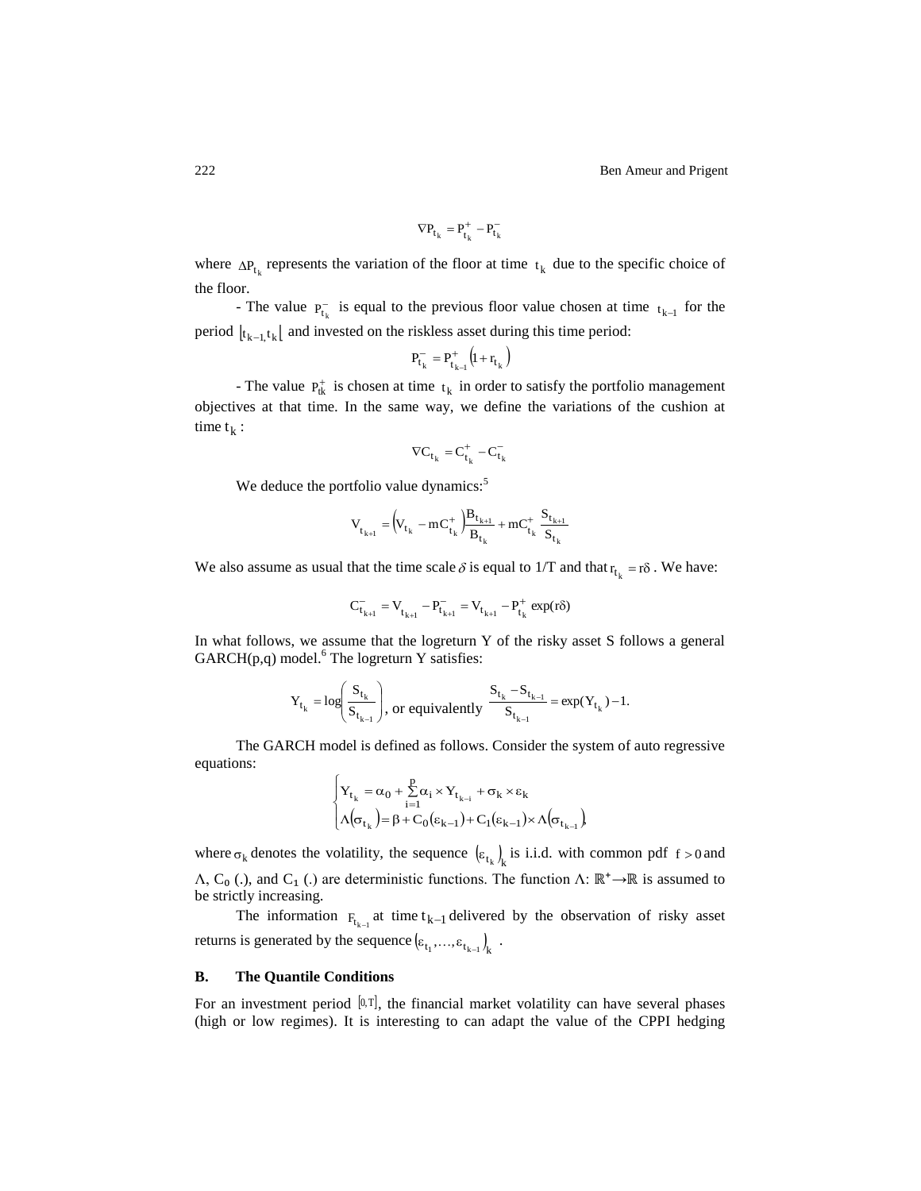$$\nabla P_{t_k} = P^+_{t_k} - P^-_{t_k}$$

where $\Delta P_{t_k}$ represents the variation of the floor at time $t_k$ due to the specific choice of the floor.

- The value $P^-_{t_k}$ is equal to the previous floor value chosen at time $t_{k-1}$ for the period $\left]t_{k-1}, t_k\right[$ and invested on the riskless asset during this time period:

$$P^-_{t_k} = P^+_{t_{k-1}}\left(1 + r_{t_k}\right)$$

- The value $P^+_{tk}$ is chosen at time $t_k$ in order to satisfy the portfolio management objectives at that time. In the same way, we define the variations of the cushion at time $t_k$ :

$$\nabla C_{t_k} = C^+_{t_k} - C^-_{t_k}$$

We deduce the portfolio value dynamics:[5]

$$V_{t_{k+1}} = \left(V_{t_k} - mC^+_{t_k}\right)\frac{B_{t_{k+1}}}{B_{t_k}} + mC^+_{t_k}\frac{S_{t_{k+1}}}{S_{t_k}}$$

We also assume as usual that the time scale $\delta$ is equal to 1/T and that $r_{t_k} = r\delta$ . We have:

$$C^-_{t_{k+1}} = V_{t_{k+1}} - P^-_{t_{k+1}} = V_{t_{k+1}} - P^+_{t_k}\exp(r\delta)$$

In what follows, we assume that the logreturn Y of the risky asset S follows a general GARCH(p,q) model.[6] The logreturn Y satisfies:

$$Y_{t_k} = \log\left(\frac{S_{t_k}}{S_{t_{k-1}}}\right), \text{ or equivalently } \frac{S_{t_k} - S_{t_{k-1}}}{S_{t_{k-1}}} = \exp(Y_{t_k}) - 1.$$

The GARCH model is defined as follows. Consider the system of auto regressive equations:

$$\begin{cases} Y_{t_k} = \alpha_0 + \sum_{i=1}^{p} \alpha_i \times Y_{t_{k-i}} + \sigma_k \times \varepsilon_k \\ \Lambda\left(\sigma_{t_k}\right) = \beta + C_0\left(\varepsilon_{k-1}\right) + C_1\left(\varepsilon_{k-1}\right) \times \Lambda\left(\sigma_{t_{k-1}}\right), \end{cases}$$

where $\sigma_k$ denotes the volatility, the sequence $\left(\varepsilon_{t_k}\right)_k$ is i.i.d. with common pdf $f > 0$ and $\Lambda$, $C_0$ (.), and $C_1$ (.) are deterministic functions. The function $\Lambda$: $\mathbb{R}^+ \to \mathbb{R}$ is assumed to be strictly increasing.

The information $F_{t_{k-1}}$ at time $t_{k-1}$ delivered by the observation of risky asset returns is generated by the sequence $\left(\varepsilon_{t_1}, \ldots, \varepsilon_{t_{k-1}}\right)_k$ .

### B. The Quantile Conditions

For an investment period $[0,T]$, the financial market volatility can have several phases (high or low regimes). It is interesting to can adapt the value of the CPPI hedging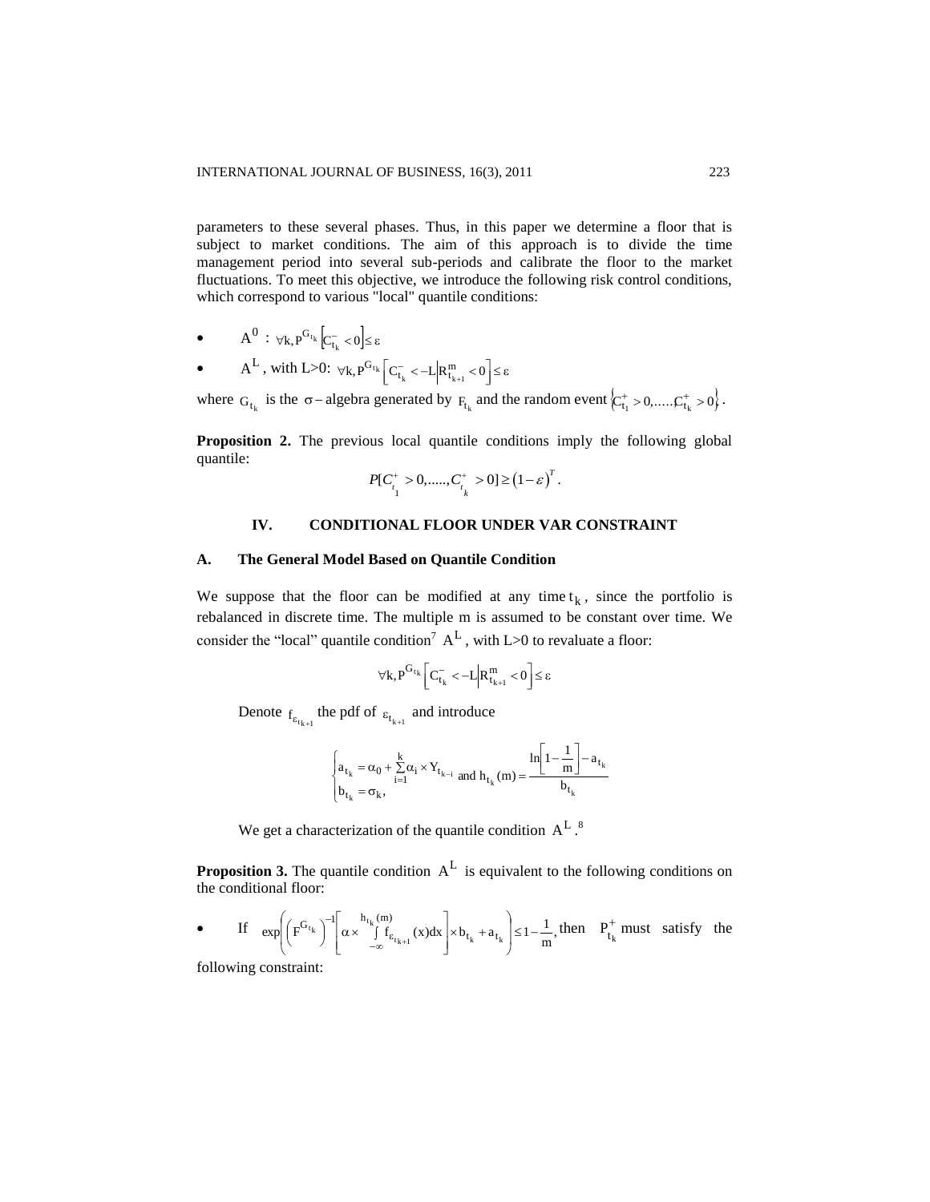parameters to these several phases. Thus, in this paper we determine a floor that is subject to market conditions. The aim of this approach is to divide the time management period into several sub-periods and calibrate the floor to the market fluctuations. To meet this objective, we introduce the following risk control conditions, which correspond to various "local" quantile conditions:

- $A^0$ : $\forall k, P^{G_{t_k}}\left[C^-_{t_k} < 0\right] \leq \varepsilon$
- $A^L$ , with L>0: $\forall k, P^{G_{t_k}}\left[C^-_{t_k} < -L \middle| R^m_{t_{k+1}} < 0\right] \leq \varepsilon$

where $G_{t_k}$ is the $\sigma$ – algebra generated by $F_{t_k}$ and the random event $\left\{C^+_{t_1} > 0, \ldots, C^+_{t_k} > 0\right\}$.

**Proposition 2.** The previous local quantile conditions imply the following global quantile:

$$P[C^+_{t_1} > 0, \ldots, C^+_{t_k} > 0] \geq (1-\varepsilon)^T.$$

## IV. CONDITIONAL FLOOR UNDER VAR CONSTRAINT

### A. The General Model Based on Quantile Condition

We suppose that the floor can be modified at any time $t_k$, since the portfolio is rebalanced in discrete time. The multiple m is assumed to be constant over time. We consider the "local" quantile condition[7] $A^L$ , with L>0 to revaluate a floor:

$$\forall k, P^{G_{t_k}}\left[C^-_{t_k} < -L \middle| R^m_{t_{k+1}} < 0\right] \leq \varepsilon$$

Denote $f_{\varepsilon_{t_{k+1}}}$ the pdf of $\varepsilon_{t_{k+1}}$ and introduce

$$\begin{cases} a_{t_k} = \alpha_0 + \sum_{i=1}^{k} \alpha_i \times Y_{t_{k-i}} \\ b_{t_k} = \sigma_k, \end{cases} \text{ and } h_{t_k}(m) = \frac{\ln\left[1 - \frac{1}{m}\right] - a_{t_k}}{b_{t_k}}$$

We get a characterization of the quantile condition $A^L$ .[8]

**Proposition 3.** The quantile condition $A^L$ is equivalent to the following conditions on the conditional floor:

- If $\exp\left(\left(F^{G_{t_k}}\right)^{-1}\left[\alpha \times \int_{-\infty}^{h_{t_k}(m)} f_{\varepsilon_{t_{k+1}}}(x)dx\right] \times b_{t_k} + a_{t_k}\right) \leq 1 - \frac{1}{m}$, then $P^+_{t_k}$ must satisfy the following constraint: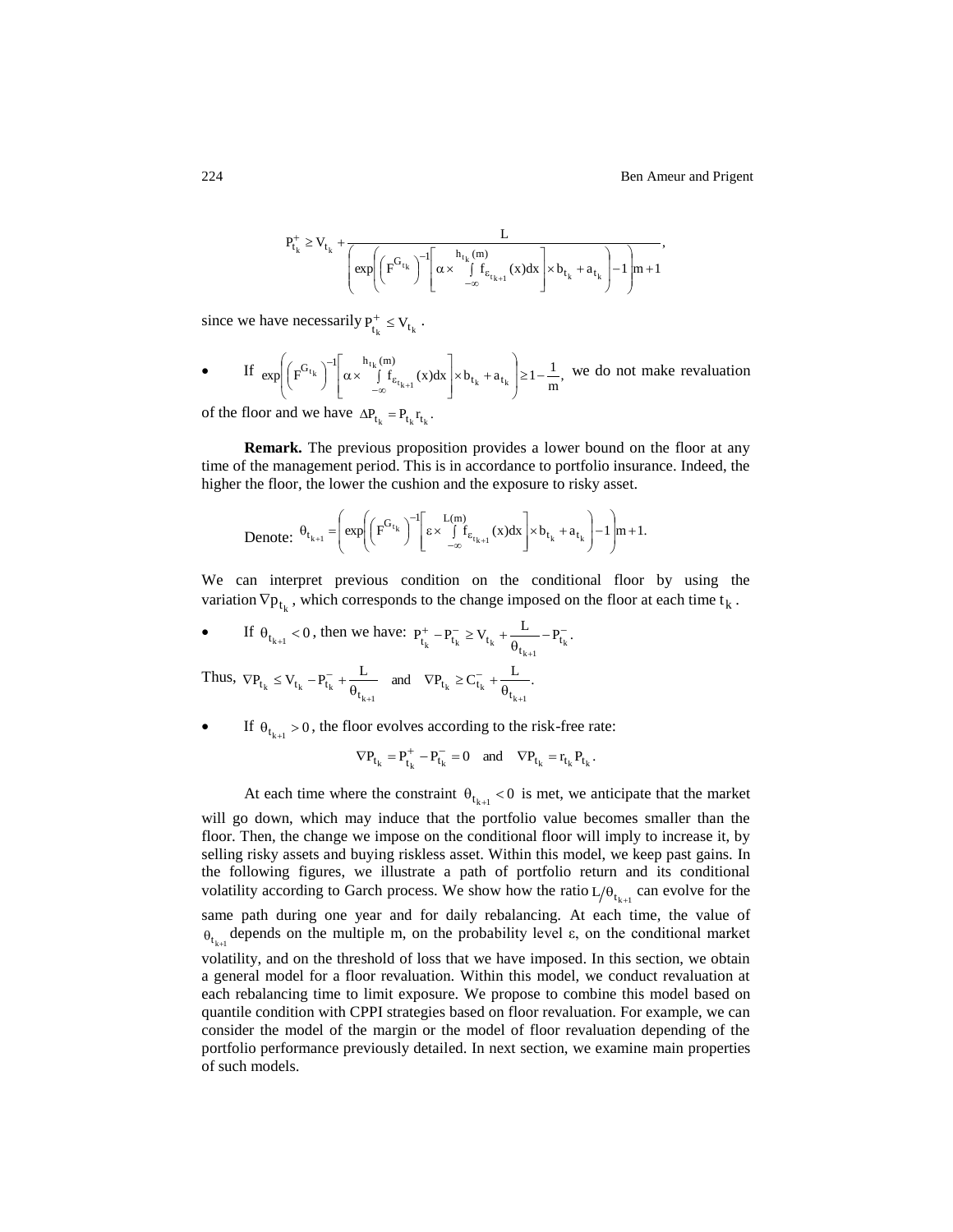$$P^{+}_{t_k} \geq V_{t_k} + \frac{L}{\left(\exp\left(\left(F^{G_{t_k}}\right)^{-1}\left[\alpha \times \int_{-\infty}^{h_{t_k}(m)} f_{\varepsilon_{t_{k+1}}}(x)dx\right] \times b_{t_k} + a_{t_k}\right) - 1\right)m + 1},$$

since we have necessarily $P^{+}_{t_k} \leq V_{t_k}$.

- If $\exp\left(\left(F^{G_{t_k}}\right)^{-1}\left[\alpha \times \int_{-\infty}^{h_{t_k}(m)} f_{\varepsilon_{t_{k+1}}}(x)dx\right] \times b_{t_k} + a_{t_k}\right) \geq 1 - \frac{1}{m}$, we do not make revaluation

of the floor and we have $\Delta P_{t_k} = P_{t_k} r_{t_k}$.

**Remark.** The previous proposition provides a lower bound on the floor at any time of the management period. This is in accordance to portfolio insurance. Indeed, the higher the floor, the lower the cushion and the exposure to risky asset.

Denote: $\theta_{t_{k+1}} = \left(\exp\left(\left(F^{G_{t_k}}\right)^{-1}\left[\varepsilon \times \int_{-\infty}^{L(m)} f_{\varepsilon_{t_{k+1}}}(x)dx\right] \times b_{t_k} + a_{t_k}\right) - 1\right)m + 1.$

We can interpret previous condition on the conditional floor by using the variation $\nabla p_{t_k}$, which corresponds to the change imposed on the floor at each time $t_k$.

- If $\theta_{t_{k+1}} < 0$, then we have: $P^{+}_{t_k} - P^{-}_{t_k} \geq V_{t_k} + \frac{L}{\theta_{t_{k+1}}} - P^{-}_{t_k}.$

Thus, $\nabla P_{t_k} \leq V_{t_k} - P^{-}_{t_k} + \frac{L}{\theta_{t_{k+1}}}$ and $\nabla P_{t_k} \geq C^{-}_{t_k} + \frac{L}{\theta_{t_{k+1}}}.$

- If $\theta_{t_{k+1}} > 0$, the floor evolves according to the risk-free rate:

$$\nabla P_{t_k} = P^{+}_{t_k} - P^{-}_{t_k} = 0 \quad \text{and} \quad \nabla P_{t_k} = r_{t_k} P_{t_k}.$$

At each time where the constraint $\theta_{t_{k+1}} < 0$ is met, we anticipate that the market will go down, which may induce that the portfolio value becomes smaller than the floor. Then, the change we impose on the conditional floor will imply to increase it, by selling risky assets and buying riskless asset. Within this model, we keep past gains. In the following figures, we illustrate a path of portfolio return and its conditional volatility according to Garch process. We show how the ratio $L/\theta_{t_{k+1}}$ can evolve for the same path during one year and for daily rebalancing. At each time, the value of $\theta_{t_{k+1}}$ depends on the multiple m, on the probability level $\varepsilon$, on the conditional market volatility, and on the threshold of loss that we have imposed. In this section, we obtain a general model for a floor revaluation. Within this model, we conduct revaluation at each rebalancing time to limit exposure. We propose to combine this model based on quantile condition with CPPI strategies based on floor revaluation. For example, we can consider the model of the margin or the model of floor revaluation depending of the portfolio performance previously detailed. In next section, we examine main properties of such models.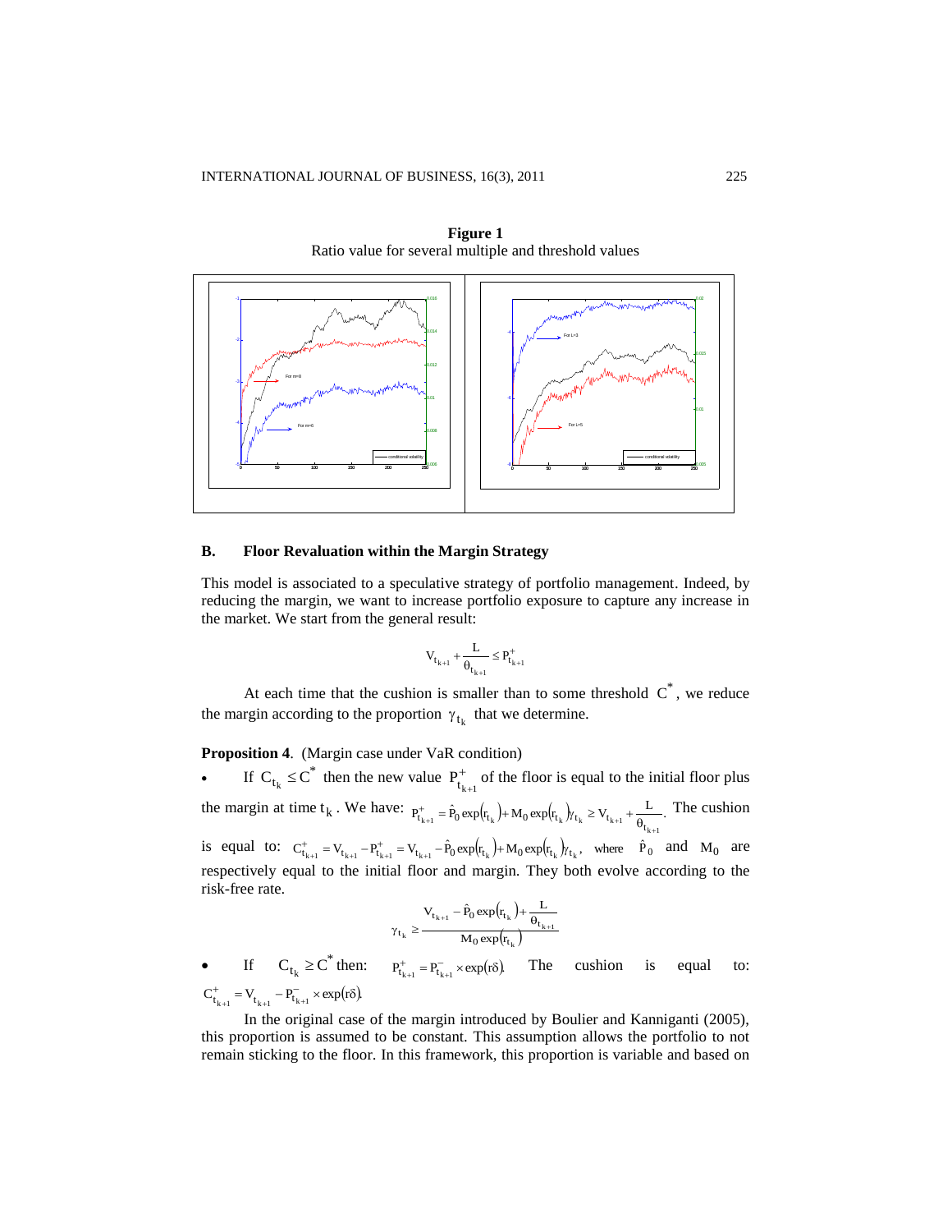**Figure 1**
Ratio value for several multiple and threshold values

## B. Floor Revaluation within the Margin Strategy

This model is associated to a speculative strategy of portfolio management. Indeed, by reducing the margin, we want to increase portfolio exposure to capture any increase in the market. We start from the general result:

$$V_{t_{k+1}} + \frac{L}{\theta_{t_{k+1}}} \leq P^{+}_{t_{k+1}}$$

At each time that the cushion is smaller than to some threshold $C^*$, we reduce the margin according to the proportion $\gamma_{t_k}$ that we determine.

**Proposition 4**. (Margin case under VaR condition)

- If $C_{t_k} \leq C^*$ then the new value $P^{+}_{t_{k+1}}$ of the floor is equal to the initial floor plus the margin at time $t_k$. We have: $P^{+}_{t_{k+1}} = \hat{P}_0 \exp(r_{t_k}) + M_0 \exp(r_{t_k})\gamma_{t_k} \geq V_{t_{k+1}} + \frac{L}{\theta_{t_{k+1}}}$. The cushion is equal to: $C^{+}_{t_{k+1}} = V_{t_{k+1}} - P^{+}_{t_{k+1}} = V_{t_{k+1}} - \hat{P}_0 \exp(r_{t_k}) + M_0 \exp(r_{t_k})\gamma_{t_k}$, where $\hat{P}_0$ and $M_0$ are respectively equal to the initial floor and margin. They both evolve according to the risk-free rate.

$$\gamma_{t_k} \geq \frac{V_{t_{k+1}} - \hat{P}_0 \exp(r_{t_k}) + \frac{L}{\theta_{t_{k+1}}}}{M_0 \exp(r_{t_k})}$$

- If $C_{t_k} \geq C^*$ then: $P^{+}_{t_{k+1}} = P^{-}_{t_{k+1}} \times \exp(r\delta)$. The cushion is equal to: $C^{+}_{t_{k+1}} = V_{t_{k+1}} - P^{-}_{t_{k+1}} \times \exp(r\delta)$.

In the original case of the margin introduced by Boulier and Kanniganti (2005), this proportion is assumed to be constant. This assumption allows the portfolio to not remain sticking to the floor. In this framework, this proportion is variable and based on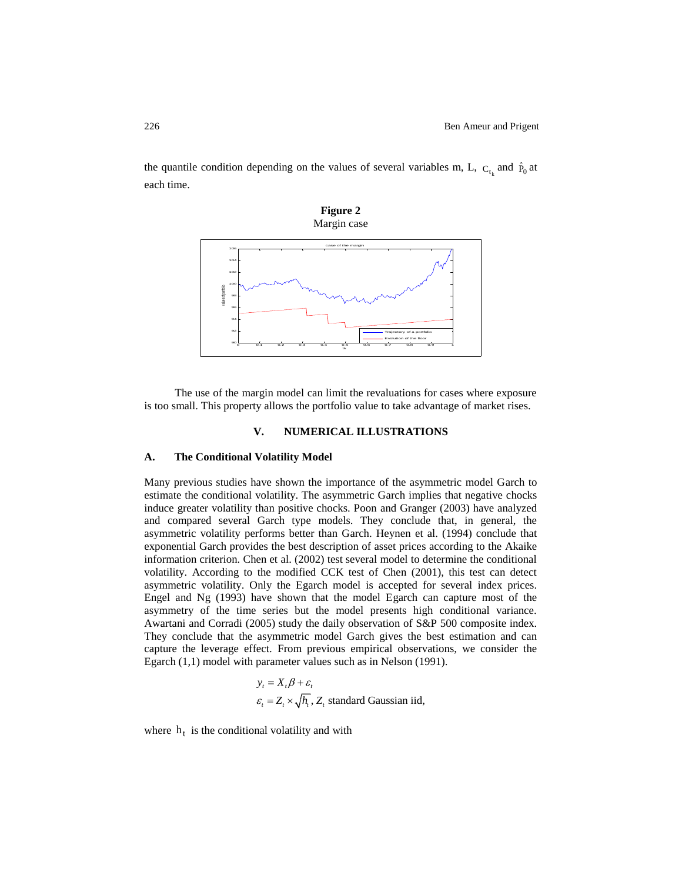the quantile condition depending on the values of several variables m, L, $C_{t_k}$ and $\hat{P}_0$ at each time.

**Figure 2**
Margin case

The use of the margin model can limit the revaluations for cases where exposure is too small. This property allows the portfolio value to take advantage of market rises.

## V. NUMERICAL ILLUSTRATIONS

### A. The Conditional Volatility Model

Many previous studies have shown the importance of the asymmetric model Garch to estimate the conditional volatility. The asymmetric Garch implies that negative chocks induce greater volatility than positive chocks. Poon and Granger (2003) have analyzed and compared several Garch type models. They conclude that, in general, the asymmetric volatility performs better than Garch. Heynen et al. (1994) conclude that exponential Garch provides the best description of asset prices according to the Akaike information criterion. Chen et al. (2002) test several model to determine the conditional volatility. According to the modified CCK test of Chen (2001), this test can detect asymmetric volatility. Only the Egarch model is accepted for several index prices. Engel and Ng (1993) have shown that the model Egarch can capture most of the asymmetry of the time series but the model presents high conditional variance. Awartani and Corradi (2005) study the daily observation of S&P 500 composite index. They conclude that the asymmetric model Garch gives the best estimation and can capture the leverage effect. From previous empirical observations, we consider the Egarch (1,1) model with parameter values such as in Nelson (1991).

$$y_t = X_t \beta + \varepsilon_t$$
$$\varepsilon_t = Z_t \times \sqrt{h_t},\ Z_t \text{ standard Gaussian iid,}$$

where $h_t$ is the conditional volatility and with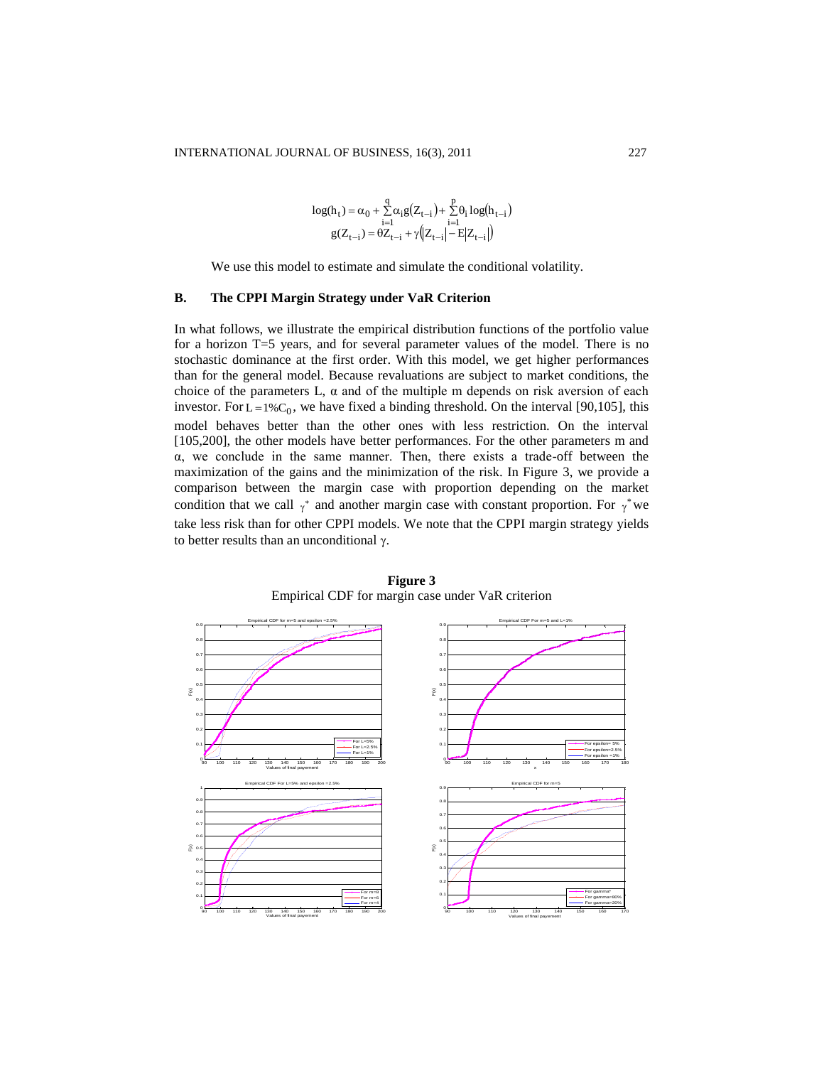$$\log(h_t) = \alpha_0 + \sum_{i=1}^{q} \alpha_i g(Z_{t-i}) + \sum_{i=1}^{p} \theta_i \log(h_{t-i})$$
$$g(Z_{t-i}) = \theta Z_{t-i} + \gamma(|Z_{t-i}| - E|Z_{t-i}|)$$

We use this model to estimate and simulate the conditional volatility.

## B. The CPPI Margin Strategy under VaR Criterion

In what follows, we illustrate the empirical distribution functions of the portfolio value for a horizon T=5 years, and for several parameter values of the model. There is no stochastic dominance at the first order. With this model, we get higher performances than for the general model. Because revaluations are subject to market conditions, the choice of the parameters L, α and of the multiple m depends on risk aversion of each investor. For $L = 1\% C_0$, we have fixed a binding threshold. On the interval [90,105], this model behaves better than the other ones with less restriction. On the interval [105,200], the other models have better performances. For the other parameters m and α, we conclude in the same manner. Then, there exists a trade-off between the maximization of the gains and the minimization of the risk. In Figure 3, we provide a comparison between the margin case with proportion depending on the market condition that we call $\gamma^*$ and another margin case with constant proportion. For $\gamma^*$ we take less risk than for other CPPI models. We note that the CPPI margin strategy yields to better results than an unconditional γ.

**Figure 3**
Empirical CDF for margin case under VaR criterion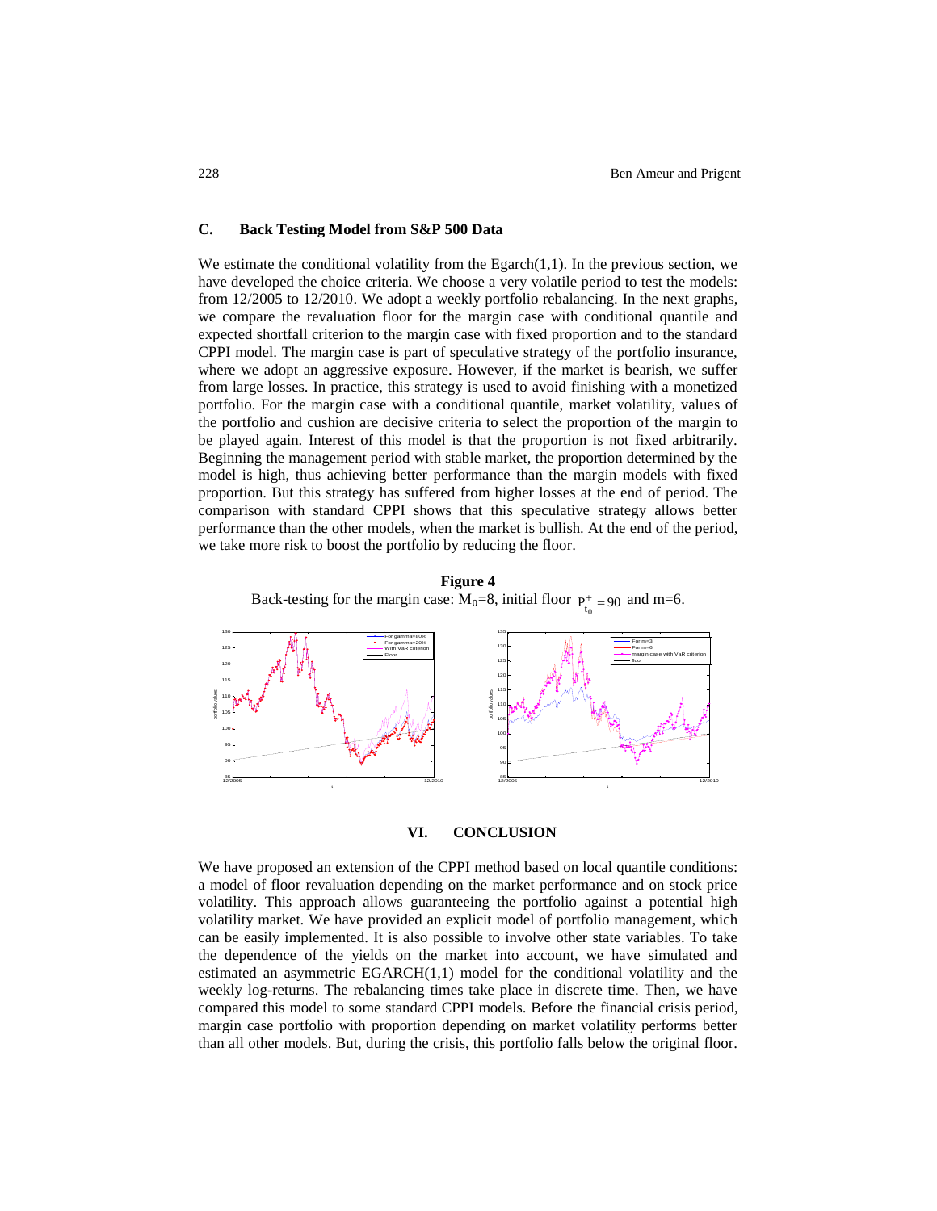### C. Back Testing Model from S&P 500 Data

We estimate the conditional volatility from the Egarch(1,1). In the previous section, we have developed the choice criteria. We choose a very volatile period to test the models: from 12/2005 to 12/2010. We adopt a weekly portfolio rebalancing. In the next graphs, we compare the revaluation floor for the margin case with conditional quantile and expected shortfall criterion to the margin case with fixed proportion and to the standard CPPI model. The margin case is part of speculative strategy of the portfolio insurance, where we adopt an aggressive exposure. However, if the market is bearish, we suffer from large losses. In practice, this strategy is used to avoid finishing with a monetized portfolio. For the margin case with a conditional quantile, market volatility, values of the portfolio and cushion are decisive criteria to select the proportion of the margin to be played again. Interest of this model is that the proportion is not fixed arbitrarily. Beginning the management period with stable market, the proportion determined by the model is high, thus achieving better performance than the margin models with fixed proportion. But this strategy has suffered from higher losses at the end of period. The comparison with standard CPPI shows that this speculative strategy allows better performance than the other models, when the market is bullish. At the end of the period, we take more risk to boost the portfolio by reducing the floor.

**Figure 4**

Back-testing for the margin case: $M_0$=8, initial floor $P^+_{t_0} = 90$ and m=6.

## VI. CONCLUSION

We have proposed an extension of the CPPI method based on local quantile conditions: a model of floor revaluation depending on the market performance and on stock price volatility. This approach allows guaranteeing the portfolio against a potential high volatility market. We have provided an explicit model of portfolio management, which can be easily implemented. It is also possible to involve other state variables. To take the dependence of the yields on the market into account, we have simulated and estimated an asymmetric EGARCH(1,1) model for the conditional volatility and the weekly log-returns. The rebalancing times take place in discrete time. Then, we have compared this model to some standard CPPI models. Before the financial crisis period, margin case portfolio with proportion depending on market volatility performs better than all other models. But, during the crisis, this portfolio falls below the original floor.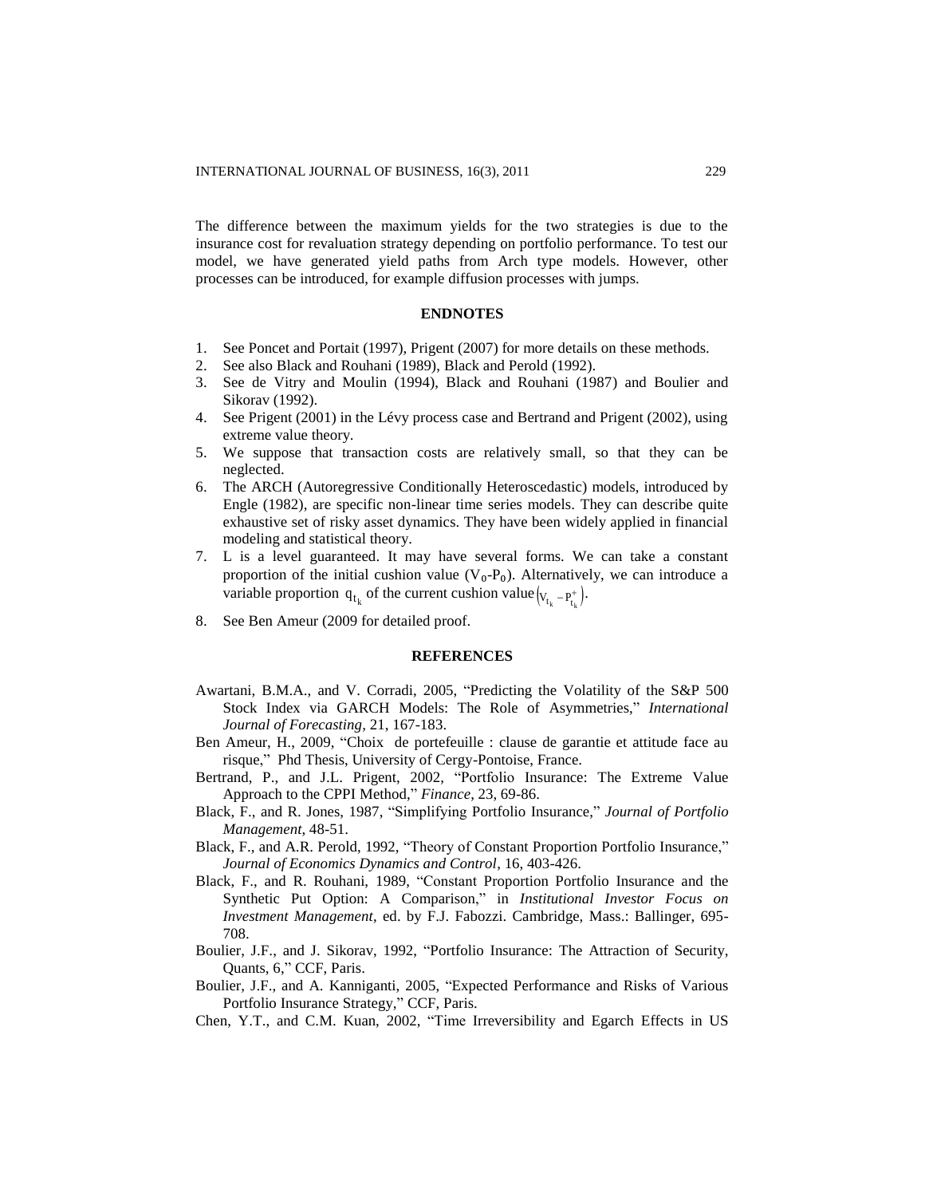The difference between the maximum yields for the two strategies is due to the insurance cost for revaluation strategy depending on portfolio performance. To test our model, we have generated yield paths from Arch type models. However, other processes can be introduced, for example diffusion processes with jumps.

## ENDNOTES

1. See Poncet and Portait (1997), Prigent (2007) for more details on these methods.
2. See also Black and Rouhani (1989), Black and Perold (1992).
3. See de Vitry and Moulin (1994), Black and Rouhani (1987) and Boulier and Sikorav (1992).
4. See Prigent (2001) in the Lévy process case and Bertrand and Prigent (2002), using extreme value theory.
5. We suppose that transaction costs are relatively small, so that they can be neglected.
6. The ARCH (Autoregressive Conditionally Heteroscedastic) models, introduced by Engle (1982), are specific non-linear time series models. They can describe quite exhaustive set of risky asset dynamics. They have been widely applied in financial modeling and statistical theory.
7. L is a level guaranteed. It may have several forms. We can take a constant proportion of the initial cushion value ($V_0$-$P_0$). Alternatively, we can introduce a variable proportion $q_{t_k}$ of the current cushion value $\left(V_{t_k} - P_{t_k}^{+}\right)$.
8. See Ben Ameur (2009 for detailed proof.

## REFERENCES

Awartani, B.M.A., and V. Corradi, 2005, "Predicting the Volatility of the S&P 500 Stock Index via GARCH Models: The Role of Asymmetries," *International Journal of Forecasting*, 21, 167-183.

Ben Ameur, H., 2009, "Choix de portefeuille : clause de garantie et attitude face au risque," Phd Thesis, University of Cergy-Pontoise, France.

Bertrand, P., and J.L. Prigent, 2002, "Portfolio Insurance: The Extreme Value Approach to the CPPI Method," *Finance*, 23, 69-86.

Black, F., and R. Jones, 1987, "Simplifying Portfolio Insurance," *Journal of Portfolio Management*, 48-51.

Black, F., and A.R. Perold, 1992, "Theory of Constant Proportion Portfolio Insurance," *Journal of Economics Dynamics and Control*, 16, 403-426.

Black, F., and R. Rouhani, 1989, "Constant Proportion Portfolio Insurance and the Synthetic Put Option: A Comparison," in *Institutional Investor Focus on Investment Management*, ed. by F.J. Fabozzi. Cambridge, Mass.: Ballinger, 695-708.

Boulier, J.F., and J. Sikorav, 1992, "Portfolio Insurance: The Attraction of Security, Quants, 6," CCF, Paris.

Boulier, J.F., and A. Kanniganti, 2005, "Expected Performance and Risks of Various Portfolio Insurance Strategy," CCF, Paris.

Chen, Y.T., and C.M. Kuan, 2002, "Time Irreversibility and Egarch Effects in US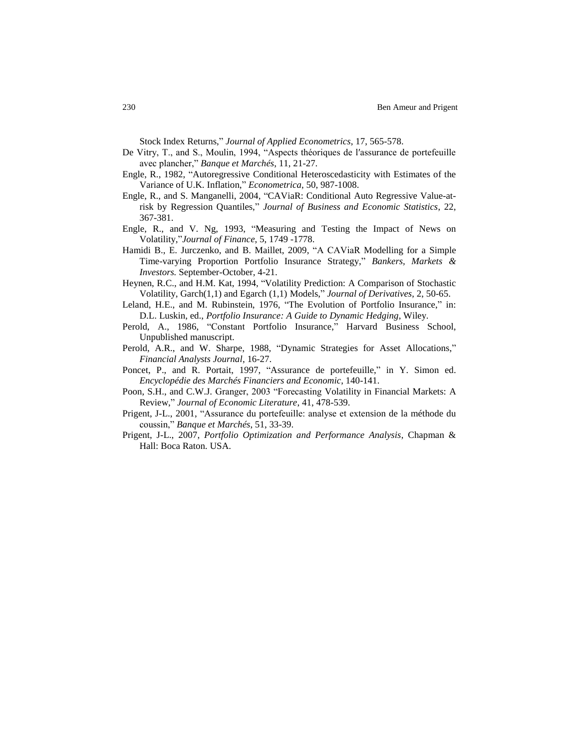Stock Index Returns," *Journal of Applied Econometrics*, 17, 565-578.

De Vitry, T., and S., Moulin, 1994, "Aspects théoriques de l′assurance de portefeuille avec plancher," *Banque et Marchés*, 11, 21-27.

Engle, R., 1982, "Autoregressive Conditional Heteroscedasticity with Estimates of the Variance of U.K. Inflation," *Econometrica*, 50, 987-1008.

Engle, R., and S. Manganelli, 2004, "CAViaR: Conditional Auto Regressive Value-at-risk by Regression Quantiles," *Journal of Business and Economic Statistics*, 22, 367-381.

Engle, R., and V. Ng, 1993, "Measuring and Testing the Impact of News on Volatility,"*Journal of Finance*, 5, 1749 -1778.

Hamidi B., E. Jurczenko, and B. Maillet, 2009, "A CAViaR Modelling for a Simple Time-varying Proportion Portfolio Insurance Strategy," *Bankers, Markets & Investors.* September-October, 4-21.

Heynen, R.C., and H.M. Kat, 1994, "Volatility Prediction: A Comparison of Stochastic Volatility, Garch(1,1) and Egarch (1,1) Models," *Journal of Derivatives*, 2, 50-65.

Leland, H.E., and M. Rubinstein, 1976, "The Evolution of Portfolio Insurance," in: D.L. Luskin, ed., *Portfolio Insurance: A Guide to Dynamic Hedging*, Wiley.

Perold, A., 1986, "Constant Portfolio Insurance," Harvard Business School, Unpublished manuscript.

Perold, A.R., and W. Sharpe, 1988, "Dynamic Strategies for Asset Allocations," *Financial Analysts Journal*, 16-27.

Poncet, P., and R. Portait, 1997, "Assurance de portefeuille," in Y. Simon ed. *Encyclopédie des Marchés Financiers and Economic*, 140-141.

Poon, S.H., and C.W.J. Granger, 2003 "Forecasting Volatility in Financial Markets: A Review," *Journal of Economic Literature*, 41, 478-539.

Prigent, J-L., 2001, "Assurance du portefeuille: analyse et extension de la méthode du coussin," *Banque et Marchés*, 51, 33-39.

Prigent, J-L., 2007, *Portfolio Optimization and Performance Analysis*, Chapman & Hall: Boca Raton. USA.